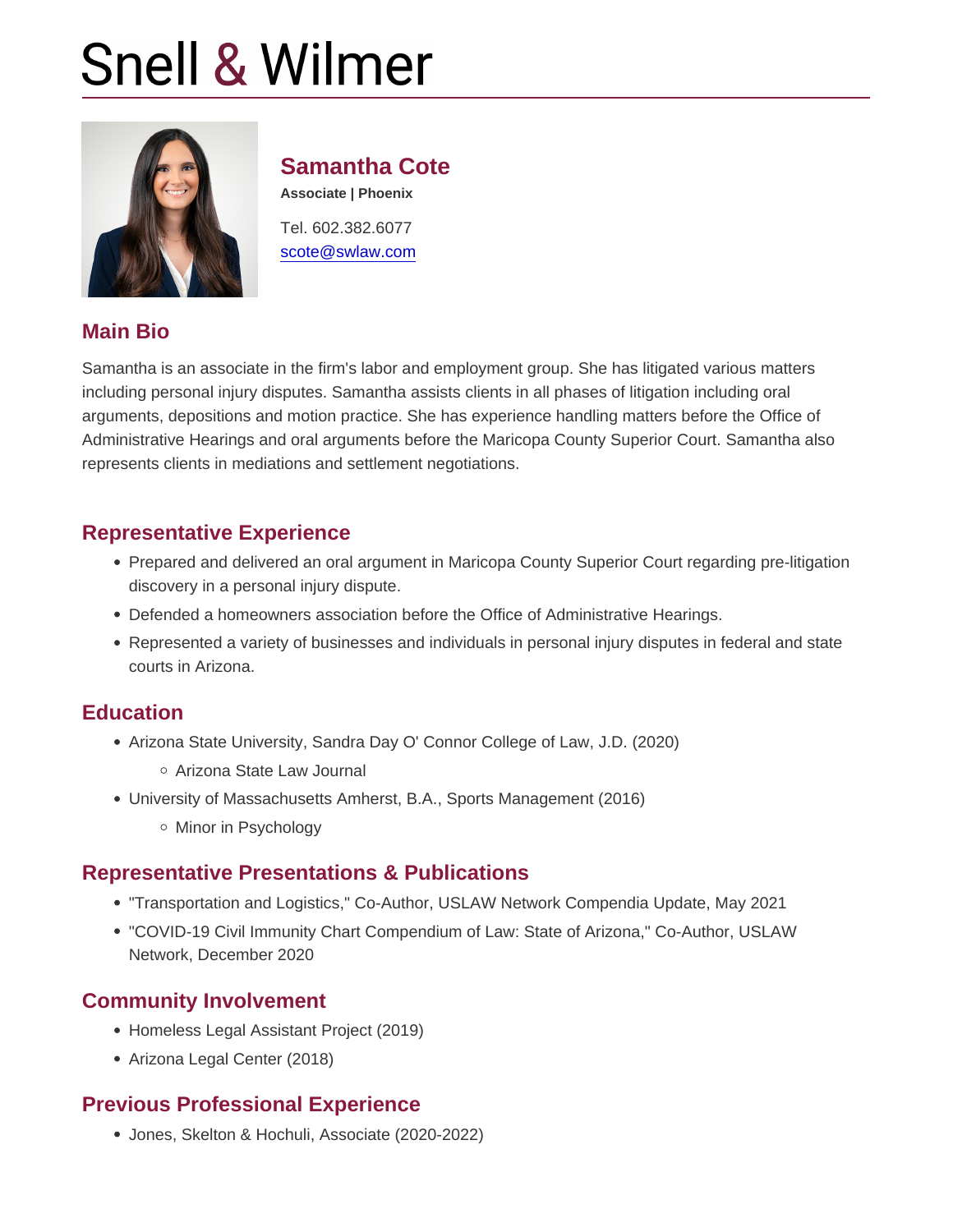# Snell & Wilmer

## Samantha Cote

**Associate | Phoenix**

Tel. 602.382.6077
scote@swlaw.com

## Main Bio

Samantha is an associate in the firm's labor and employment group. She has litigated various matters including personal injury disputes. Samantha assists clients in all phases of litigation including oral arguments, depositions and motion practice. She has experience handling matters before the Office of Administrative Hearings and oral arguments before the Maricopa County Superior Court. Samantha also represents clients in mediations and settlement negotiations.

## Representative Experience

- Prepared and delivered an oral argument in Maricopa County Superior Court regarding pre-litigation discovery in a personal injury dispute.
- Defended a homeowners association before the Office of Administrative Hearings.
- Represented a variety of businesses and individuals in personal injury disputes in federal and state courts in Arizona.

## Education

- Arizona State University, Sandra Day O' Connor College of Law, J.D. (2020)
  - Arizona State Law Journal
- University of Massachusetts Amherst, B.A., Sports Management (2016)
  - Minor in Psychology

## Representative Presentations & Publications

- "Transportation and Logistics," Co-Author, USLAW Network Compendia Update, May 2021
- "COVID-19 Civil Immunity Chart Compendium of Law: State of Arizona," Co-Author, USLAW Network, December 2020

## Community Involvement

- Homeless Legal Assistant Project (2019)
- Arizona Legal Center (2018)

## Previous Professional Experience

- Jones, Skelton & Hochuli, Associate (2020-2022)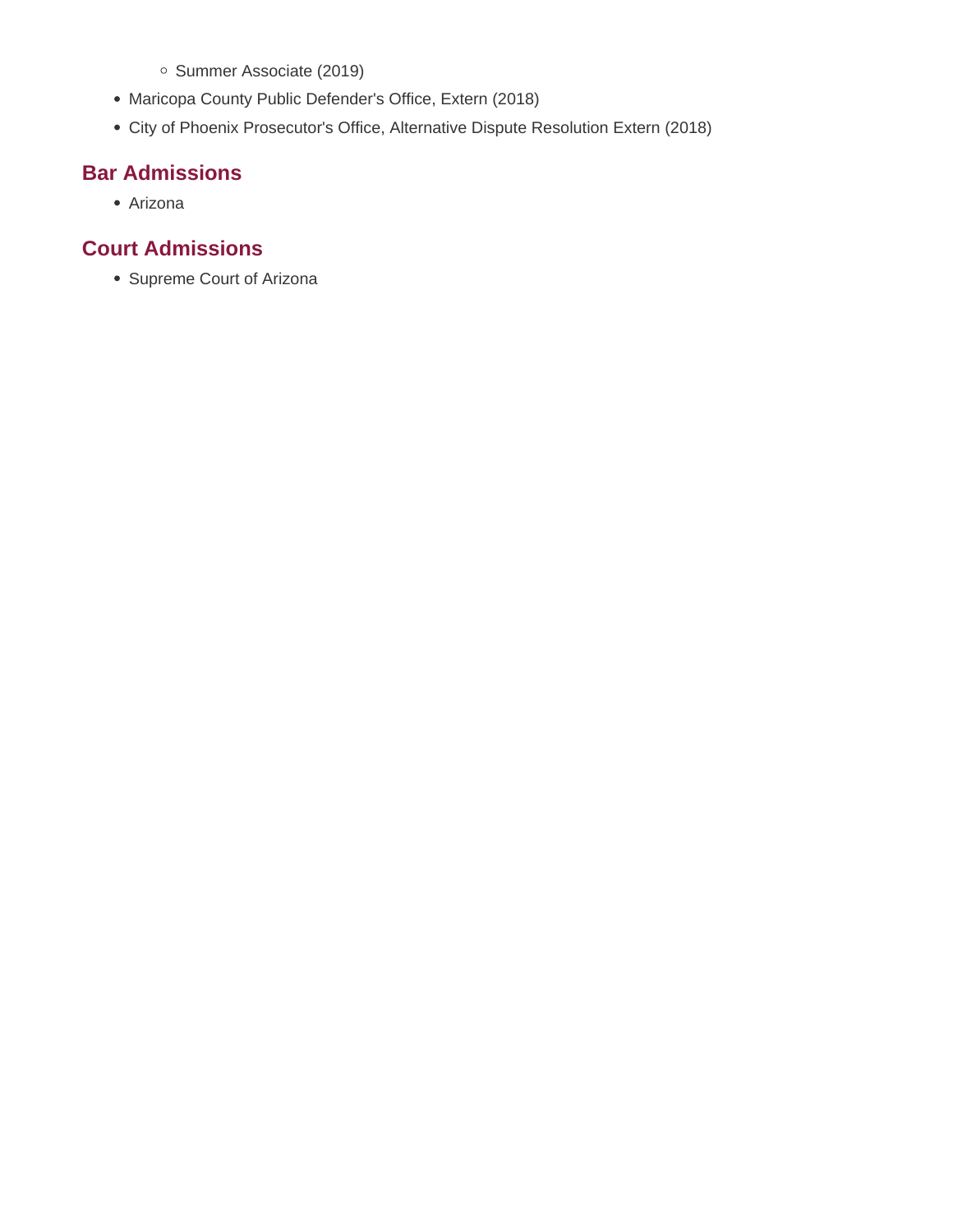- Summer Associate (2019)
- Maricopa County Public Defender's Office, Extern (2018)
- City of Phoenix Prosecutor's Office, Alternative Dispute Resolution Extern (2018)

## Bar Admissions

- Arizona

## Court Admissions

- Supreme Court of Arizona